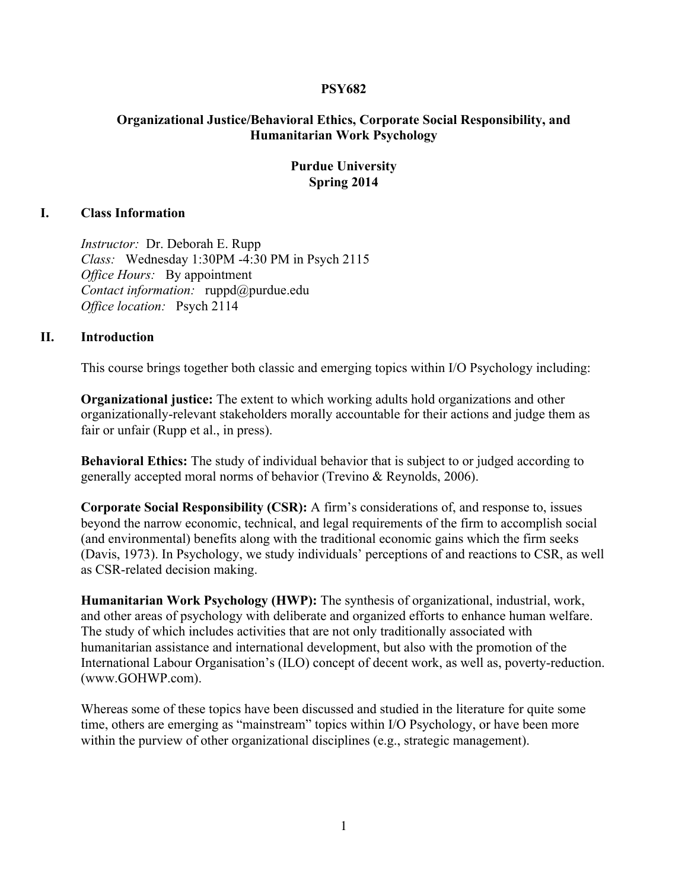# PSY682

## Organizational Justice/Behavioral Ethics, Corporate Social Responsibility, and Humanitarian Work Psychology

### Purdue University
### Spring 2014

## I. Class Information

*Instructor:* Dr. Deborah E. Rupp
*Class:* Wednesday 1:30PM -4:30 PM in Psych 2115
*Office Hours:* By appointment
*Contact information:* ruppd@purdue.edu
*Office location:* Psych 2114

## II. Introduction

This course brings together both classic and emerging topics within I/O Psychology including:

**Organizational justice:** The extent to which working adults hold organizations and other organizationally-relevant stakeholders morally accountable for their actions and judge them as fair or unfair (Rupp et al., in press).

**Behavioral Ethics:** The study of individual behavior that is subject to or judged according to generally accepted moral norms of behavior (Trevino & Reynolds, 2006).

**Corporate Social Responsibility (CSR):** A firm's considerations of, and response to, issues beyond the narrow economic, technical, and legal requirements of the firm to accomplish social (and environmental) benefits along with the traditional economic gains which the firm seeks (Davis, 1973). In Psychology, we study individuals' perceptions of and reactions to CSR, as well as CSR-related decision making.

**Humanitarian Work Psychology (HWP):** The synthesis of organizational, industrial, work, and other areas of psychology with deliberate and organized efforts to enhance human welfare. The study of which includes activities that are not only traditionally associated with humanitarian assistance and international development, but also with the promotion of the International Labour Organisation's (ILO) concept of decent work, as well as, poverty-reduction. (www.GOHWP.com).

Whereas some of these topics have been discussed and studied in the literature for quite some time, others are emerging as "mainstream" topics within I/O Psychology, or have been more within the purview of other organizational disciplines (e.g., strategic management).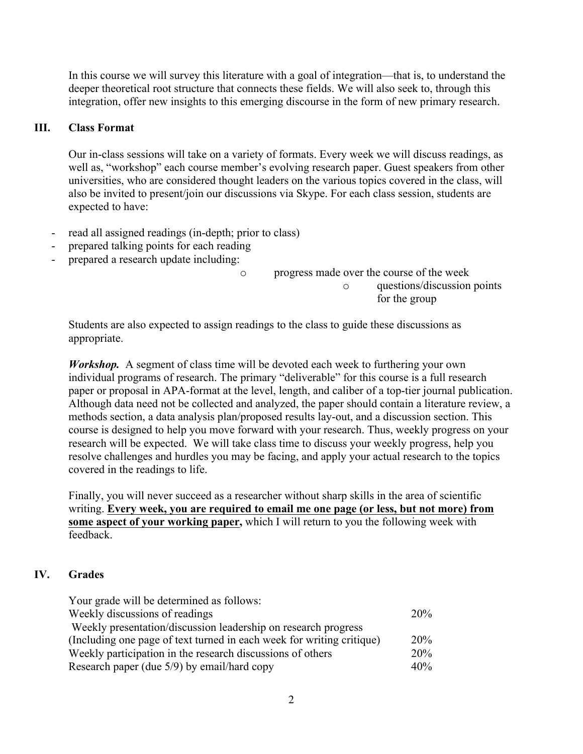In this course we will survey this literature with a goal of integration—that is, to understand the deeper theoretical root structure that connects these fields. We will also seek to, through this integration, offer new insights to this emerging discourse in the form of new primary research.

## III. Class Format

Our in-class sessions will take on a variety of formats. Every week we will discuss readings, as well as, "workshop" each course member's evolving research paper. Guest speakers from other universities, who are considered thought leaders on the various topics covered in the class, will also be invited to present/join our discussions via Skype. For each class session, students are expected to have:

- read all assigned readings (in-depth; prior to class)
- prepared talking points for each reading
- prepared a research update including:
  - progress made over the course of the week
  - questions/discussion points for the group

Students are also expected to assign readings to the class to guide these discussions as appropriate.

***Workshop.*** A segment of class time will be devoted each week to furthering your own individual programs of research. The primary "deliverable" for this course is a full research paper or proposal in APA-format at the level, length, and caliber of a top-tier journal publication. Although data need not be collected and analyzed, the paper should contain a literature review, a methods section, a data analysis plan/proposed results lay-out, and a discussion section. This course is designed to help you move forward with your research. Thus, weekly progress on your research will be expected. We will take class time to discuss your weekly progress, help you resolve challenges and hurdles you may be facing, and apply your actual research to the topics covered in the readings to life.

Finally, you will never succeed as a researcher without sharp skills in the area of scientific writing. **Every week, you are required to email me one page (or less, but not more) from some aspect of your working paper,** which I will return to you the following week with feedback.

## IV. Grades

Your grade will be determined as follows:

| | |
|---|---|
| Weekly discussions of readings | 20% |
| Weekly presentation/discussion leadership on research progress (Including one page of text turned in each week for writing critique) | 20% |
| Weekly participation in the research discussions of others | 20% |
| Research paper (due 5/9) by email/hard copy | 40% |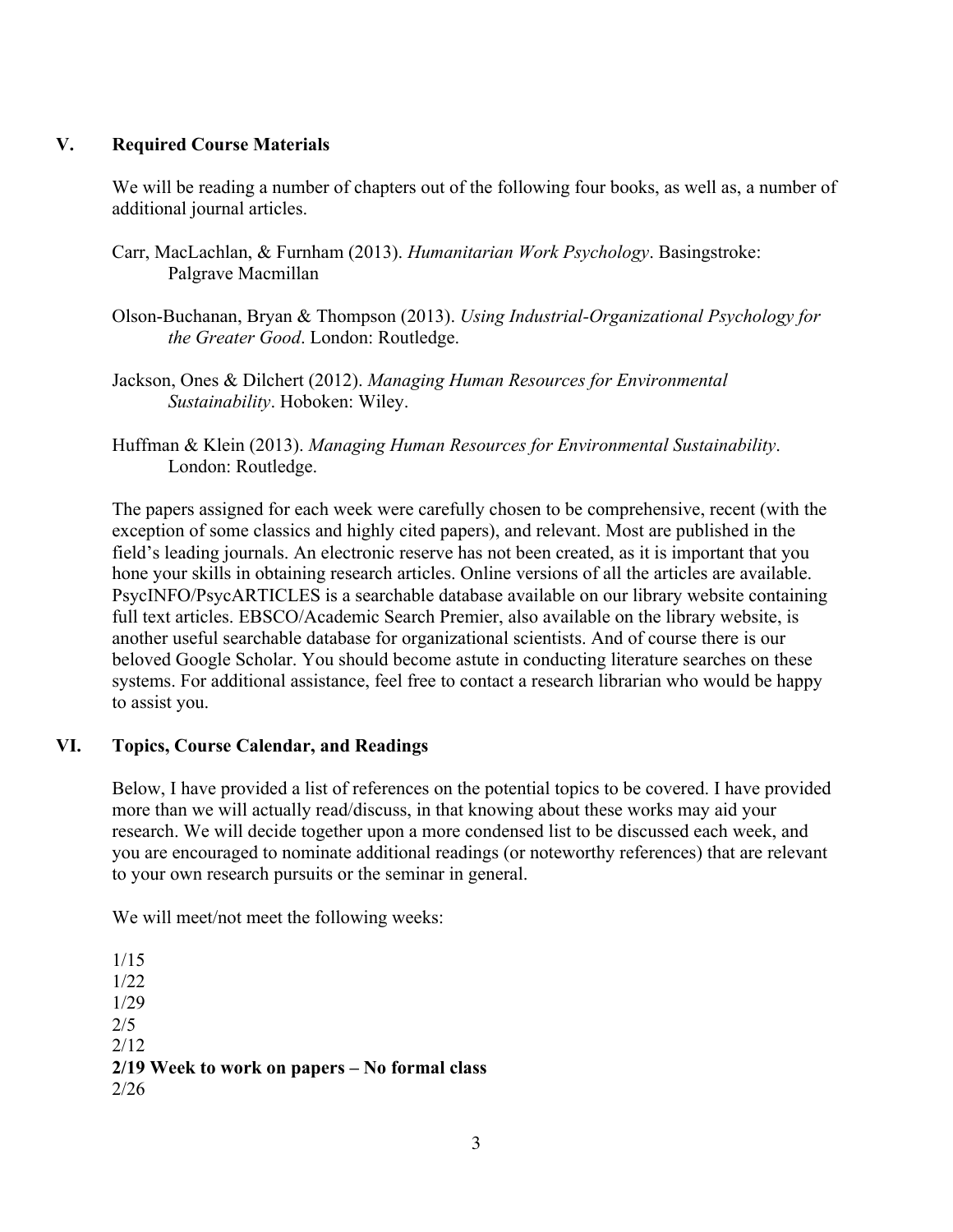## V. Required Course Materials

We will be reading a number of chapters out of the following four books, as well as, a number of additional journal articles.

Carr, MacLachlan, & Furnham (2013). *Humanitarian Work Psychology*. Basingstroke: Palgrave Macmillan

Olson-Buchanan, Bryan & Thompson (2013). *Using Industrial-Organizational Psychology for the Greater Good*. London: Routledge.

Jackson, Ones & Dilchert (2012). *Managing Human Resources for Environmental Sustainability*. Hoboken: Wiley.

Huffman & Klein (2013). *Managing Human Resources for Environmental Sustainability*. London: Routledge.

The papers assigned for each week were carefully chosen to be comprehensive, recent (with the exception of some classics and highly cited papers), and relevant. Most are published in the field's leading journals. An electronic reserve has not been created, as it is important that you hone your skills in obtaining research articles. Online versions of all the articles are available. PsycINFO/PsycARTICLES is a searchable database available on our library website containing full text articles. EBSCO/Academic Search Premier, also available on the library website, is another useful searchable database for organizational scientists. And of course there is our beloved Google Scholar. You should become astute in conducting literature searches on these systems. For additional assistance, feel free to contact a research librarian who would be happy to assist you.

## VI. Topics, Course Calendar, and Readings

Below, I have provided a list of references on the potential topics to be covered. I have provided more than we will actually read/discuss, in that knowing about these works may aid your research. We will decide together upon a more condensed list to be discussed each week, and you are encouraged to nominate additional readings (or noteworthy references) that are relevant to your own research pursuits or the seminar in general.

We will meet/not meet the following weeks:

1/15  
1/22  
1/29  
2/5  
2/12  
**2/19 Week to work on papers – No formal class**  
2/26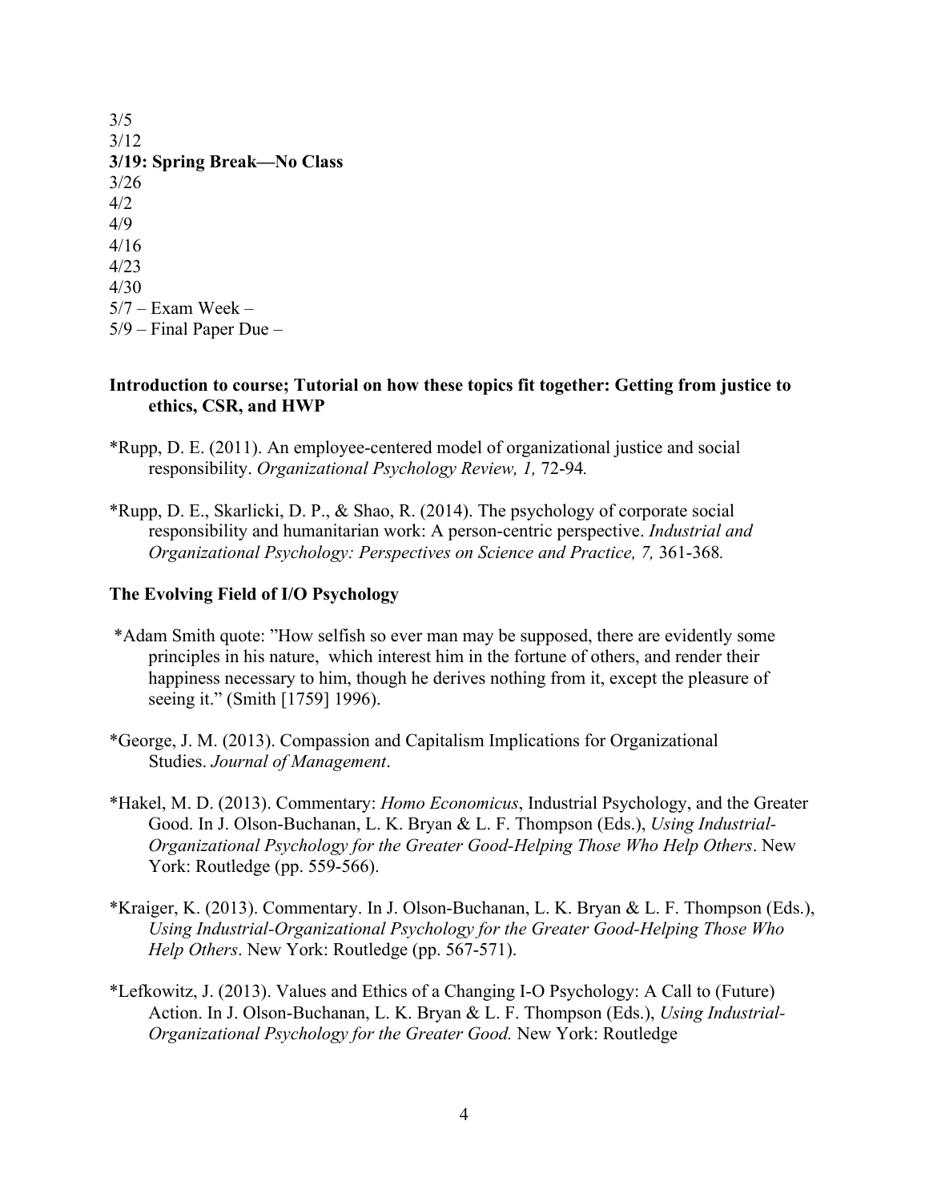3/5
3/12
**3/19: Spring Break—No Class**
3/26
4/2
4/9
4/16
4/23
4/30
5/7 – Exam Week –
5/9 – Final Paper Due –

### Introduction to course; Tutorial on how these topics fit together: Getting from justice to ethics, CSR, and HWP

*Rupp, D. E. (2011). An employee-centered model of organizational justice and social responsibility. *Organizational Psychology Review, 1,* 72-94.

*Rupp, D. E., Skarlicki, D. P., & Shao, R. (2014). The psychology of corporate social responsibility and humanitarian work: A person-centric perspective. *Industrial and Organizational Psychology: Perspectives on Science and Practice, 7,* 361-368.

### The Evolving Field of I/O Psychology

*Adam Smith quote: "How selfish so ever man may be supposed, there are evidently some principles in his nature, which interest him in the fortune of others, and render their happiness necessary to him, though he derives nothing from it, except the pleasure of seeing it." (Smith [1759] 1996).

*George, J. M. (2013). Compassion and Capitalism Implications for Organizational Studies. *Journal of Management*.

*Hakel, M. D. (2013). Commentary: *Homo Economicus*, Industrial Psychology, and the Greater Good. In J. Olson-Buchanan, L. K. Bryan & L. F. Thompson (Eds.), *Using Industrial-Organizational Psychology for the Greater Good-Helping Those Who Help Others*. New York: Routledge (pp. 559-566).

*Kraiger, K. (2013). Commentary. In J. Olson-Buchanan, L. K. Bryan & L. F. Thompson (Eds.), *Using Industrial-Organizational Psychology for the Greater Good-Helping Those Who Help Others*. New York: Routledge (pp. 567-571).

*Lefkowitz, J. (2013). Values and Ethics of a Changing I-O Psychology: A Call to (Future) Action. In J. Olson-Buchanan, L. K. Bryan & L. F. Thompson (Eds.), *Using Industrial-Organizational Psychology for the Greater Good.* New York: Routledge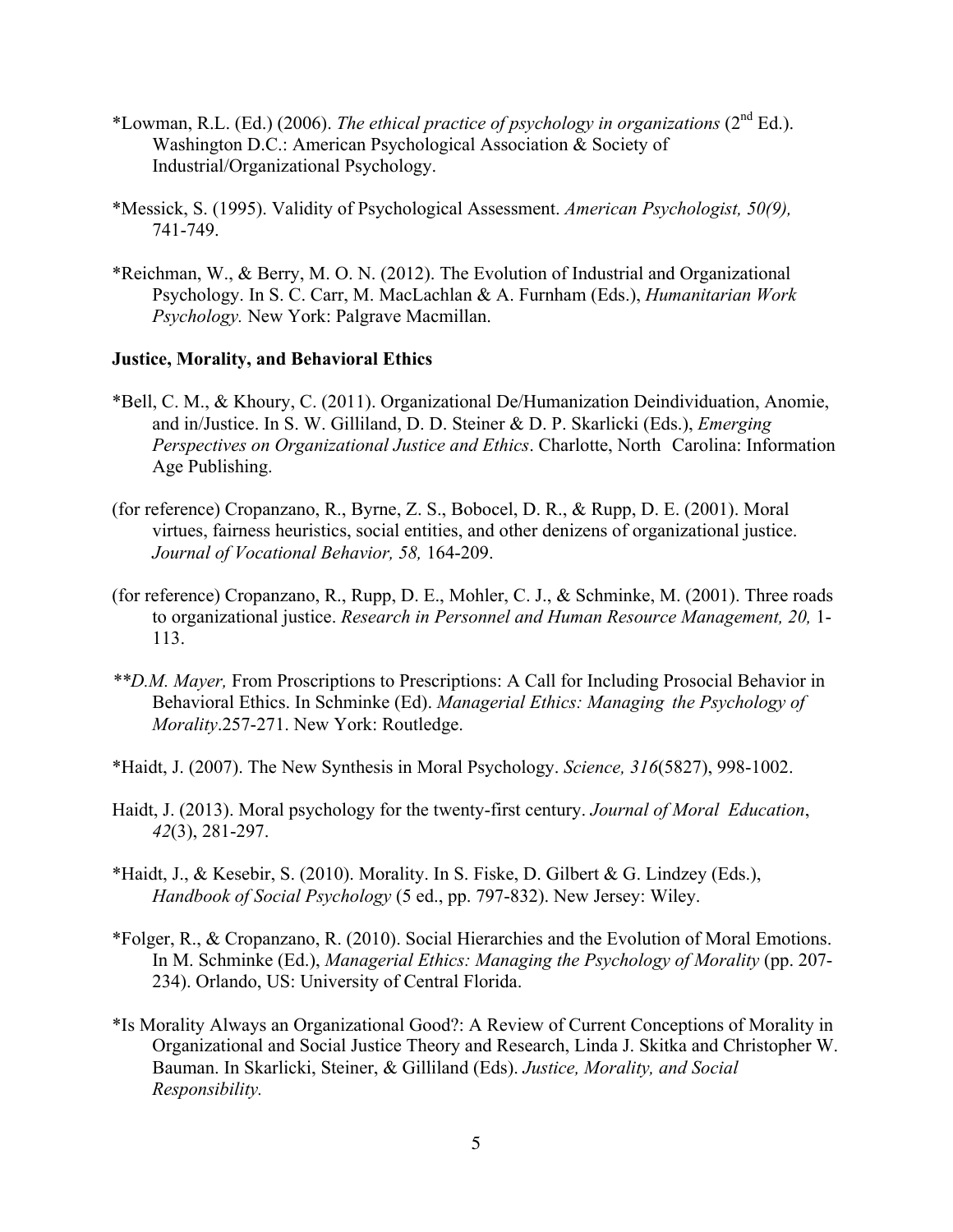*Lowman, R.L. (Ed.) (2006). *The ethical practice of psychology in organizations* (2nd Ed.). Washington D.C.: American Psychological Association & Society of Industrial/Organizational Psychology.

*Messick, S. (1995). Validity of Psychological Assessment. *American Psychologist, 50(9),* 741-749.

*Reichman, W., & Berry, M. O. N. (2012). The Evolution of Industrial and Organizational Psychology. In S. C. Carr, M. MacLachlan & A. Furnham (Eds.), *Humanitarian Work Psychology.* New York: Palgrave Macmillan.

**Justice, Morality, and Behavioral Ethics**

*Bell, C. M., & Khoury, C. (2011). Organizational De/Humanization Deindividuation, Anomie, and in/Justice. In S. W. Gilliland, D. D. Steiner & D. P. Skarlicki (Eds.), *Emerging Perspectives on Organizational Justice and Ethics*. Charlotte, North Carolina: Information Age Publishing.

(for reference) Cropanzano, R., Byrne, Z. S., Bobocel, D. R., & Rupp, D. E. (2001). Moral virtues, fairness heuristics, social entities, and other denizens of organizational justice. *Journal of Vocational Behavior, 58,* 164-209.

(for reference) Cropanzano, R., Rupp, D. E., Mohler, C. J., & Schminke, M. (2001). Three roads to organizational justice. *Research in Personnel and Human Resource Management, 20,* 1-113.

*\*\*D.M. Mayer,* From Proscriptions to Prescriptions: A Call for Including Prosocial Behavior in Behavioral Ethics. In Schminke (Ed). *Managerial Ethics: Managing the Psychology of Morality*.257-271. New York: Routledge.

*Haidt, J. (2007). The New Synthesis in Moral Psychology. *Science, 316*(5827), 998-1002.

Haidt, J. (2013). Moral psychology for the twenty-first century. *Journal of Moral Education*, *42*(3), 281-297.

*Haidt, J., & Kesebir, S. (2010). Morality. In S. Fiske, D. Gilbert & G. Lindzey (Eds.), *Handbook of Social Psychology* (5 ed., pp. 797-832). New Jersey: Wiley.

*Folger, R., & Cropanzano, R. (2010). Social Hierarchies and the Evolution of Moral Emotions. In M. Schminke (Ed.), *Managerial Ethics: Managing the Psychology of Morality* (pp. 207-234). Orlando, US: University of Central Florida.

*Is Morality Always an Organizational Good?: A Review of Current Conceptions of Morality in Organizational and Social Justice Theory and Research, Linda J. Skitka and Christopher W. Bauman. In Skarlicki, Steiner, & Gilliland (Eds). *Justice, Morality, and Social Responsibility.*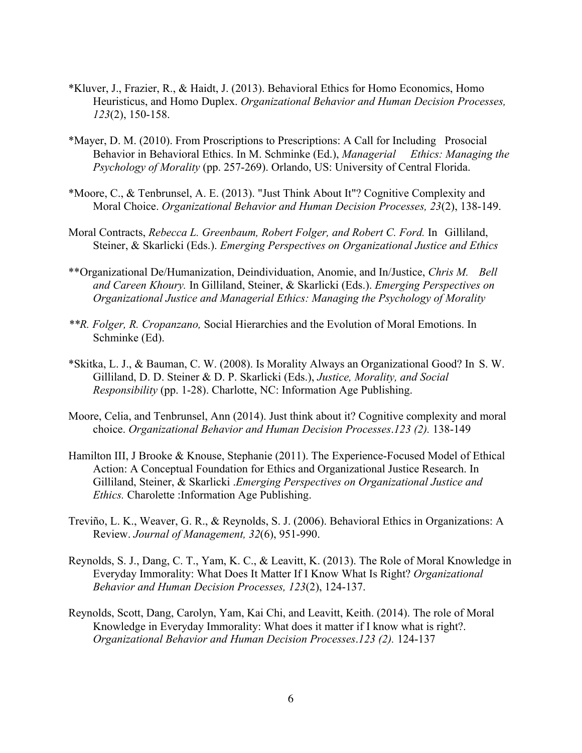*Kluver, J., Frazier, R., & Haidt, J. (2013). Behavioral Ethics for Homo Economics, Homo Heuristicus, and Homo Duplex. *Organizational Behavior and Human Decision Processes, 123*(2), 150-158.

*Mayer, D. M. (2010). From Proscriptions to Prescriptions: A Call for Including Prosocial Behavior in Behavioral Ethics. In M. Schminke (Ed.), *Managerial Ethics: Managing the Psychology of Morality* (pp. 257-269). Orlando, US: University of Central Florida.

*Moore, C., & Tenbrunsel, A. E. (2013). "Just Think About It"? Cognitive Complexity and Moral Choice. *Organizational Behavior and Human Decision Processes, 23*(2), 138-149.

Moral Contracts, *Rebecca L. Greenbaum, Robert Folger, and Robert C. Ford.* In Gilliland, Steiner, & Skarlicki (Eds.). *Emerging Perspectives on Organizational Justice and Ethics*

**Organizational De/Humanization, Deindividuation, Anomie, and In/Justice, *Chris M. Bell and Careen Khoury.* In Gilliland, Steiner, & Skarlicki (Eds.). *Emerging Perspectives on Organizational Justice and Managerial Ethics: Managing the Psychology of Morality*

*\*\*R. Folger, R. Cropanzano,* Social Hierarchies and the Evolution of Moral Emotions. In Schminke (Ed).

*Skitka, L. J., & Bauman, C. W. (2008). Is Morality Always an Organizational Good? In S. W. Gilliland, D. D. Steiner & D. P. Skarlicki (Eds.), *Justice, Morality, and Social Responsibility* (pp. 1-28). Charlotte, NC: Information Age Publishing.

Moore, Celia, and Tenbrunsel, Ann (2014). Just think about it? Cognitive complexity and moral choice. *Organizational Behavior and Human Decision Processes*.*123 (2).* 138-149

Hamilton III, J Brooke & Knouse, Stephanie (2011). The Experience-Focused Model of Ethical Action: A Conceptual Foundation for Ethics and Organizational Justice Research. In Gilliland, Steiner, & Skarlicki .*Emerging Perspectives on Organizational Justice and Ethics.* Charolette :Information Age Publishing.

Treviño, L. K., Weaver, G. R., & Reynolds, S. J. (2006). Behavioral Ethics in Organizations: A Review. *Journal of Management, 32*(6), 951-990.

Reynolds, S. J., Dang, C. T., Yam, K. C., & Leavitt, K. (2013). The Role of Moral Knowledge in Everyday Immorality: What Does It Matter If I Know What Is Right? *Organizational Behavior and Human Decision Processes, 123*(2), 124-137.

Reynolds, Scott, Dang, Carolyn, Yam, Kai Chi, and Leavitt, Keith. (2014). The role of Moral Knowledge in Everyday Immorality: What does it matter if I know what is right?. *Organizational Behavior and Human Decision Processes*.*123 (2).* 124-137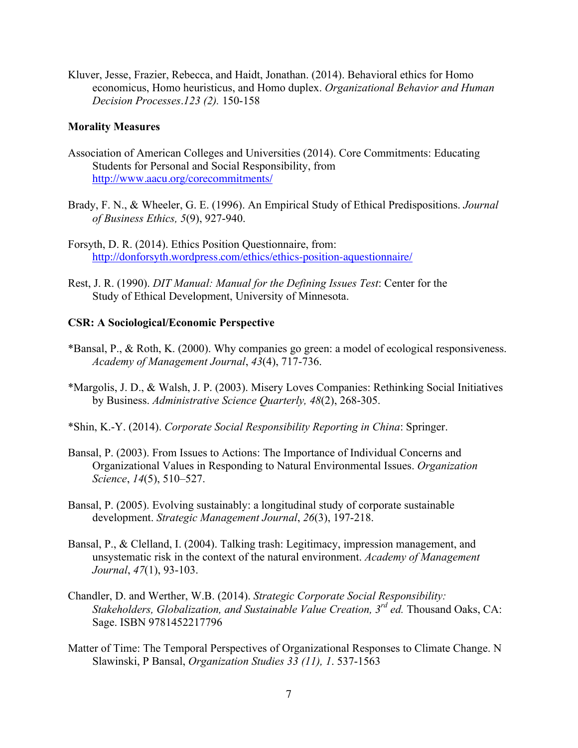Kluver, Jesse, Frazier, Rebecca, and Haidt, Jonathan. (2014). Behavioral ethics for Homo economicus, Homo heuristicus, and Homo duplex. *Organizational Behavior and Human Decision Processes.123 (2).* 150-158

**Morality Measures**

Association of American Colleges and Universities (2014). Core Commitments: Educating Students for Personal and Social Responsibility, from http://www.aacu.org/corecommitments/

Brady, F. N., & Wheeler, G. E. (1996). An Empirical Study of Ethical Predispositions. *Journal of Business Ethics, 5*(9), 927-940.

Forsyth, D. R. (2014). Ethics Position Questionnaire, from: http://donforsyth.wordpress.com/ethics/ethics-position-aquestionnaire/

Rest, J. R. (1990). *DIT Manual: Manual for the Defining Issues Test*: Center for the Study of Ethical Development, University of Minnesota.

**CSR: A Sociological/Economic Perspective**

*Bansal, P., & Roth, K. (2000). Why companies go green: a model of ecological responsiveness. *Academy of Management Journal*, *43*(4), 717-736.

*Margolis, J. D., & Walsh, J. P. (2003). Misery Loves Companies: Rethinking Social Initiatives by Business. *Administrative Science Quarterly, 48*(2), 268-305.

*Shin, K.-Y. (2014). *Corporate Social Responsibility Reporting in China*: Springer.

Bansal, P. (2003). From Issues to Actions: The Importance of Individual Concerns and Organizational Values in Responding to Natural Environmental Issues. *Organization Science*, *14*(5), 510–527.

Bansal, P. (2005). Evolving sustainably: a longitudinal study of corporate sustainable development. *Strategic Management Journal*, *26*(3), 197-218.

Bansal, P., & Clelland, I. (2004). Talking trash: Legitimacy, impression management, and unsystematic risk in the context of the natural environment. *Academy of Management Journal*, *47*(1), 93-103.

Chandler, D. and Werther, W.B. (2014). *Strategic Corporate Social Responsibility: Stakeholders, Globalization, and Sustainable Value Creation, 3rd ed.* Thousand Oaks, CA: Sage. ISBN 9781452217796

Matter of Time: The Temporal Perspectives of Organizational Responses to Climate Change. N Slawinski, P Bansal, *Organization Studies 33 (11), 1*. 537-1563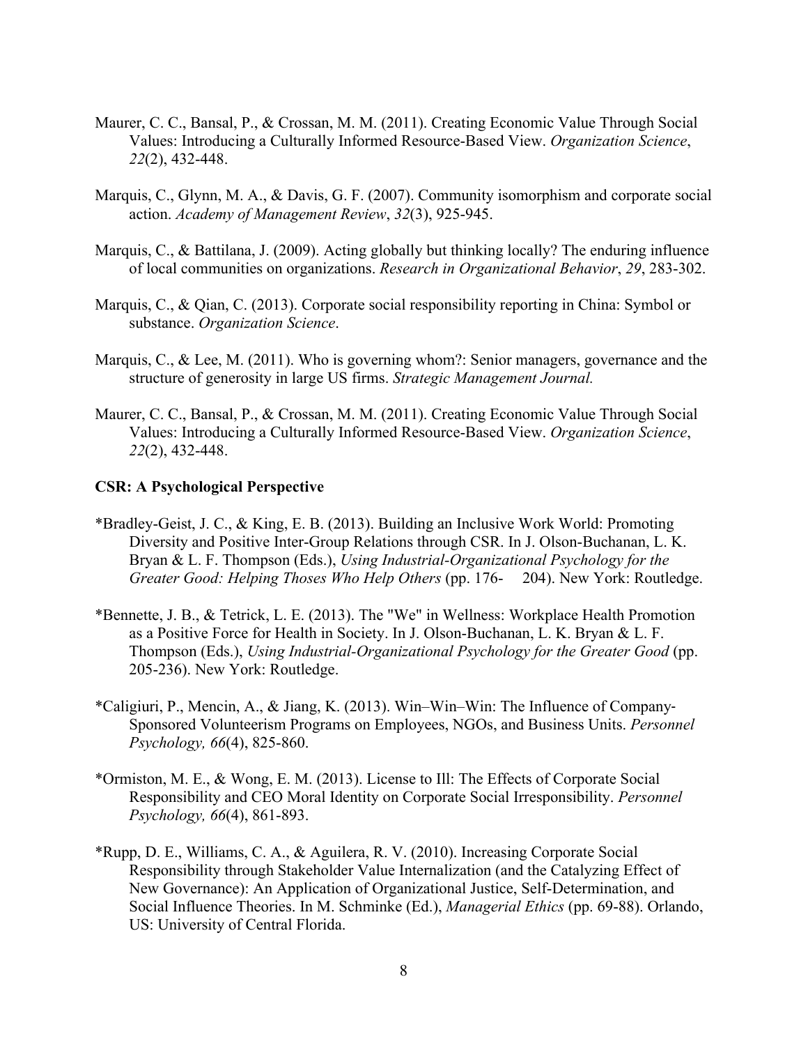Maurer, C. C., Bansal, P., & Crossan, M. M. (2011). Creating Economic Value Through Social Values: Introducing a Culturally Informed Resource-Based View. *Organization Science*, *22*(2), 432-448.

Marquis, C., Glynn, M. A., & Davis, G. F. (2007). Community isomorphism and corporate social action. *Academy of Management Review*, *32*(3), 925-945.

Marquis, C., & Battilana, J. (2009). Acting globally but thinking locally? The enduring influence of local communities on organizations. *Research in Organizational Behavior*, *29*, 283-302.

Marquis, C., & Qian, C. (2013). Corporate social responsibility reporting in China: Symbol or substance. *Organization Science*.

Marquis, C., & Lee, M. (2011). Who is governing whom?: Senior managers, governance and the structure of generosity in large US firms. *Strategic Management Journal.*

Maurer, C. C., Bansal, P., & Crossan, M. M. (2011). Creating Economic Value Through Social Values: Introducing a Culturally Informed Resource-Based View. *Organization Science*, *22*(2), 432-448.

**CSR: A Psychological Perspective**

*Bradley-Geist, J. C., & King, E. B. (2013). Building an Inclusive Work World: Promoting Diversity and Positive Inter-Group Relations through CSR. In J. Olson-Buchanan, L. K. Bryan & L. F. Thompson (Eds.), *Using Industrial-Organizational Psychology for the Greater Good: Helping Thoses Who Help Others* (pp. 176- 204). New York: Routledge.

*Bennette, J. B., & Tetrick, L. E. (2013). The "We" in Wellness: Workplace Health Promotion as a Positive Force for Health in Society. In J. Olson-Buchanan, L. K. Bryan & L. F. Thompson (Eds.), *Using Industrial-Organizational Psychology for the Greater Good* (pp. 205-236). New York: Routledge.

*Caligiuri, P., Mencin, A., & Jiang, K. (2013). Win–Win–Win: The Influence of Company-Sponsored Volunteerism Programs on Employees, NGOs, and Business Units. *Personnel Psychology, 66*(4), 825-860.

*Ormiston, M. E., & Wong, E. M. (2013). License to Ill: The Effects of Corporate Social Responsibility and CEO Moral Identity on Corporate Social Irresponsibility. *Personnel Psychology, 66*(4), 861-893.

*Rupp, D. E., Williams, C. A., & Aguilera, R. V. (2010). Increasing Corporate Social Responsibility through Stakeholder Value Internalization (and the Catalyzing Effect of New Governance): An Application of Organizational Justice, Self-Determination, and Social Influence Theories. In M. Schminke (Ed.), *Managerial Ethics* (pp. 69-88). Orlando, US: University of Central Florida.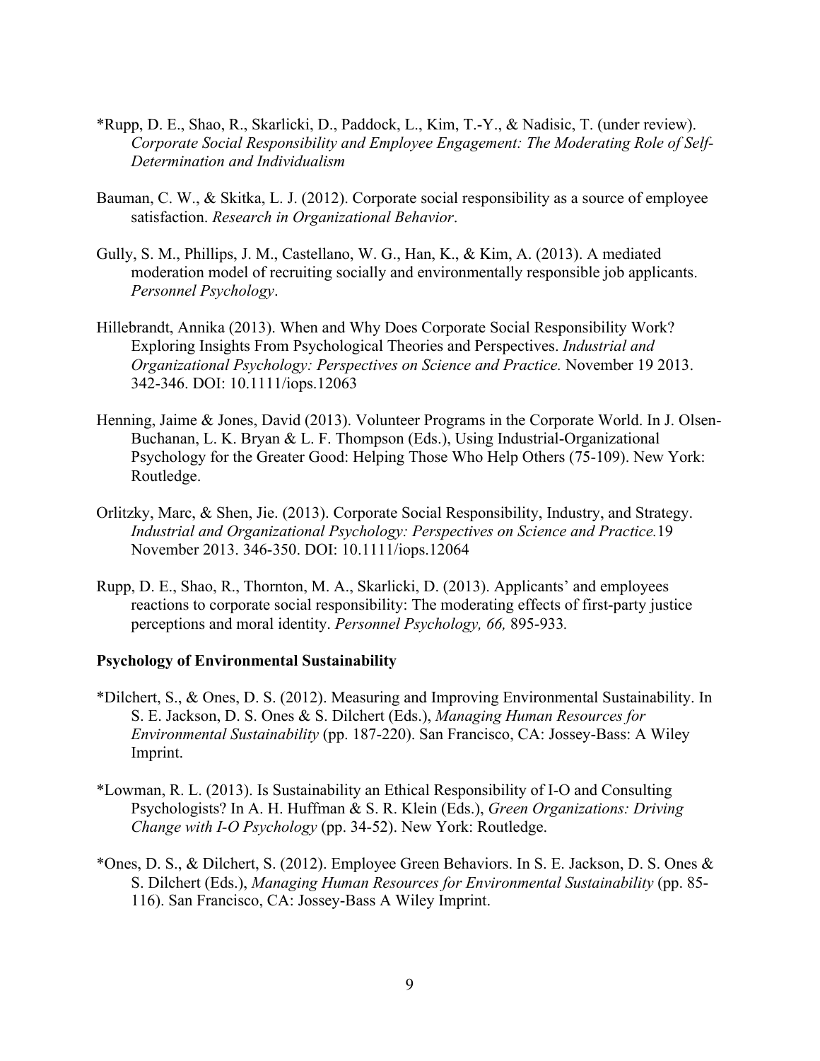*Rupp, D. E., Shao, R., Skarlicki, D., Paddock, L., Kim, T.-Y., & Nadisic, T. (under review). *Corporate Social Responsibility and Employee Engagement: The Moderating Role of Self-Determination and Individualism*

Bauman, C. W., & Skitka, L. J. (2012). Corporate social responsibility as a source of employee satisfaction. *Research in Organizational Behavior*.

Gully, S. M., Phillips, J. M., Castellano, W. G., Han, K., & Kim, A. (2013). A mediated moderation model of recruiting socially and environmentally responsible job applicants. *Personnel Psychology*.

Hillebrandt, Annika (2013). When and Why Does Corporate Social Responsibility Work? Exploring Insights From Psychological Theories and Perspectives. *Industrial and Organizational Psychology: Perspectives on Science and Practice.* November 19 2013. 342-346. DOI: 10.1111/iops.12063

Henning, Jaime & Jones, David (2013). Volunteer Programs in the Corporate World. In J. Olsen-Buchanan, L. K. Bryan & L. F. Thompson (Eds.), Using Industrial-Organizational Psychology for the Greater Good: Helping Those Who Help Others (75-109). New York: Routledge.

Orlitzky, Marc, & Shen, Jie. (2013). Corporate Social Responsibility, Industry, and Strategy. *Industrial and Organizational Psychology: Perspectives on Science and Practice.* 19 November 2013. 346-350. DOI: 10.1111/iops.12064

Rupp, D. E., Shao, R., Thornton, M. A., Skarlicki, D. (2013). Applicants' and employees reactions to corporate social responsibility: The moderating effects of first-party justice perceptions and moral identity. *Personnel Psychology, 66,* 895-933.

**Psychology of Environmental Sustainability**

*Dilchert, S., & Ones, D. S. (2012). Measuring and Improving Environmental Sustainability. In S. E. Jackson, D. S. Ones & S. Dilchert (Eds.), *Managing Human Resources for Environmental Sustainability* (pp. 187-220). San Francisco, CA: Jossey-Bass: A Wiley Imprint.

*Lowman, R. L. (2013). Is Sustainability an Ethical Responsibility of I-O and Consulting Psychologists? In A. H. Huffman & S. R. Klein (Eds.), *Green Organizations: Driving Change with I-O Psychology* (pp. 34-52). New York: Routledge.

*Ones, D. S., & Dilchert, S. (2012). Employee Green Behaviors. In S. E. Jackson, D. S. Ones & S. Dilchert (Eds.), *Managing Human Resources for Environmental Sustainability* (pp. 85-116). San Francisco, CA: Jossey-Bass A Wiley Imprint.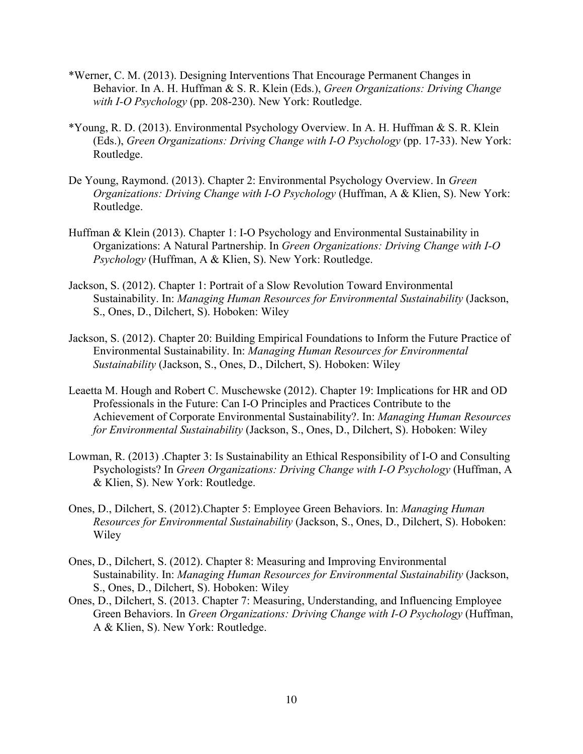*Werner, C. M. (2013). Designing Interventions That Encourage Permanent Changes in Behavior. In A. H. Huffman & S. R. Klein (Eds.), *Green Organizations: Driving Change with I-O Psychology* (pp. 208-230). New York: Routledge.

*Young, R. D. (2013). Environmental Psychology Overview. In A. H. Huffman & S. R. Klein (Eds.), *Green Organizations: Driving Change with I-O Psychology* (pp. 17-33). New York: Routledge.

De Young, Raymond. (2013). Chapter 2: Environmental Psychology Overview. In *Green Organizations: Driving Change with I-O Psychology* (Huffman, A & Klien, S). New York: Routledge.

Huffman & Klein (2013). Chapter 1: I-O Psychology and Environmental Sustainability in Organizations: A Natural Partnership. In *Green Organizations: Driving Change with I-O Psychology* (Huffman, A & Klien, S). New York: Routledge.

Jackson, S. (2012). Chapter 1: Portrait of a Slow Revolution Toward Environmental Sustainability. In: *Managing Human Resources for Environmental Sustainability* (Jackson, S., Ones, D., Dilchert, S). Hoboken: Wiley

Jackson, S. (2012). Chapter 20: Building Empirical Foundations to Inform the Future Practice of Environmental Sustainability. In: *Managing Human Resources for Environmental Sustainability* (Jackson, S., Ones, D., Dilchert, S). Hoboken: Wiley

Leaetta M. Hough and Robert C. Muschewske (2012). Chapter 19: Implications for HR and OD Professionals in the Future: Can I-O Principles and Practices Contribute to the Achievement of Corporate Environmental Sustainability?. In: *Managing Human Resources for Environmental Sustainability* (Jackson, S., Ones, D., Dilchert, S). Hoboken: Wiley

Lowman, R. (2013) .Chapter 3: Is Sustainability an Ethical Responsibility of I-O and Consulting Psychologists? In *Green Organizations: Driving Change with I-O Psychology* (Huffman, A & Klien, S). New York: Routledge.

Ones, D., Dilchert, S. (2012).Chapter 5: Employee Green Behaviors. In: *Managing Human Resources for Environmental Sustainability* (Jackson, S., Ones, D., Dilchert, S). Hoboken: Wiley

Ones, D., Dilchert, S. (2012). Chapter 8: Measuring and Improving Environmental Sustainability. In: *Managing Human Resources for Environmental Sustainability* (Jackson, S., Ones, D., Dilchert, S). Hoboken: Wiley

Ones, D., Dilchert, S. (2013. Chapter 7: Measuring, Understanding, and Influencing Employee Green Behaviors. In *Green Organizations: Driving Change with I-O Psychology* (Huffman, A & Klien, S). New York: Routledge.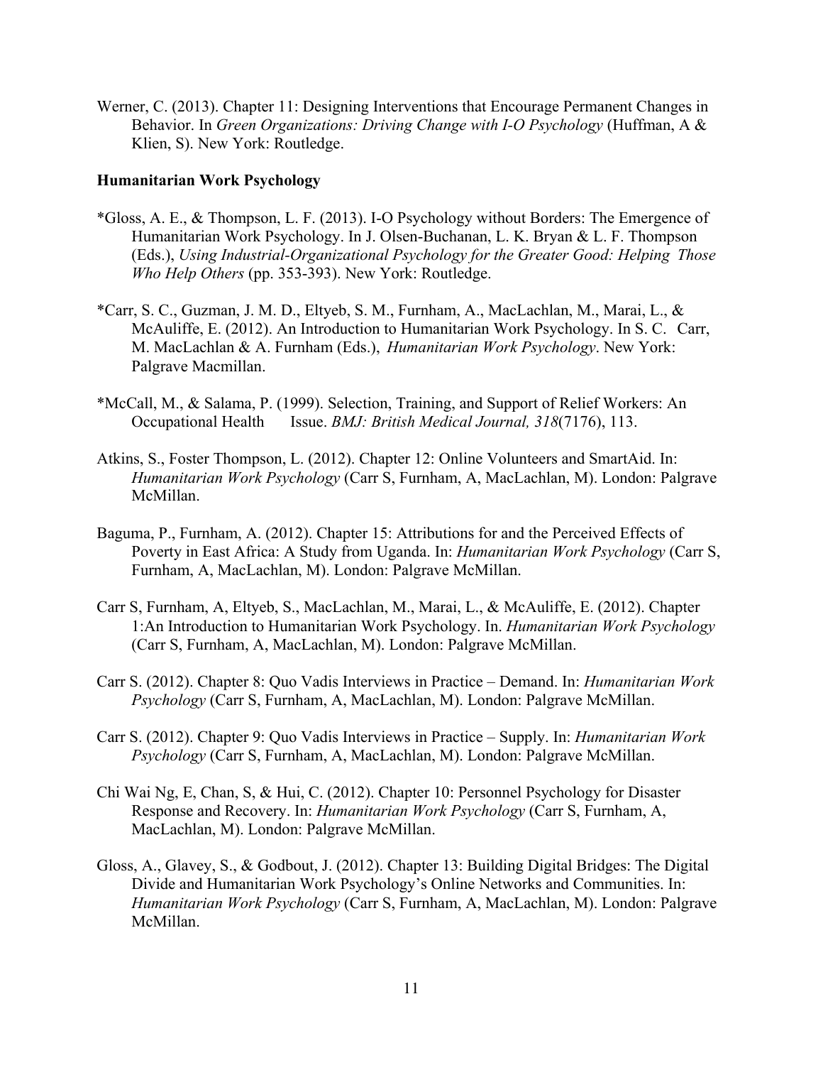Werner, C. (2013). Chapter 11: Designing Interventions that Encourage Permanent Changes in Behavior. In *Green Organizations: Driving Change with I-O Psychology* (Huffman, A & Klien, S). New York: Routledge.

**Humanitarian Work Psychology**

*Gloss, A. E., & Thompson, L. F. (2013). I-O Psychology without Borders: The Emergence of Humanitarian Work Psychology. In J. Olsen-Buchanan, L. K. Bryan & L. F. Thompson (Eds.), *Using Industrial-Organizational Psychology for the Greater Good: Helping Those Who Help Others* (pp. 353-393). New York: Routledge.

*Carr, S. C., Guzman, J. M. D., Eltyeb, S. M., Furnham, A., MacLachlan, M., Marai, L., & McAuliffe, E. (2012). An Introduction to Humanitarian Work Psychology. In S. C. Carr, M. MacLachlan & A. Furnham (Eds.), *Humanitarian Work Psychology*. New York: Palgrave Macmillan.

*McCall, M., & Salama, P. (1999). Selection, Training, and Support of Relief Workers: An Occupational Health Issue. *BMJ: British Medical Journal, 318*(7176), 113.

Atkins, S., Foster Thompson, L. (2012). Chapter 12: Online Volunteers and SmartAid. In: *Humanitarian Work Psychology* (Carr S, Furnham, A, MacLachlan, M). London: Palgrave McMillan.

Baguma, P., Furnham, A. (2012). Chapter 15: Attributions for and the Perceived Effects of Poverty in East Africa: A Study from Uganda. In: *Humanitarian Work Psychology* (Carr S, Furnham, A, MacLachlan, M). London: Palgrave McMillan.

Carr S, Furnham, A, Eltyeb, S., MacLachlan, M., Marai, L., & McAuliffe, E. (2012). Chapter 1:An Introduction to Humanitarian Work Psychology. In. *Humanitarian Work Psychology* (Carr S, Furnham, A, MacLachlan, M). London: Palgrave McMillan.

Carr S. (2012). Chapter 8: Quo Vadis Interviews in Practice – Demand. In: *Humanitarian Work Psychology* (Carr S, Furnham, A, MacLachlan, M). London: Palgrave McMillan.

Carr S. (2012). Chapter 9: Quo Vadis Interviews in Practice – Supply. In: *Humanitarian Work Psychology* (Carr S, Furnham, A, MacLachlan, M). London: Palgrave McMillan.

Chi Wai Ng, E, Chan, S, & Hui, C. (2012). Chapter 10: Personnel Psychology for Disaster Response and Recovery. In: *Humanitarian Work Psychology* (Carr S, Furnham, A, MacLachlan, M). London: Palgrave McMillan.

Gloss, A., Glavey, S., & Godbout, J. (2012). Chapter 13: Building Digital Bridges: The Digital Divide and Humanitarian Work Psychology's Online Networks and Communities. In: *Humanitarian Work Psychology* (Carr S, Furnham, A, MacLachlan, M). London: Palgrave McMillan.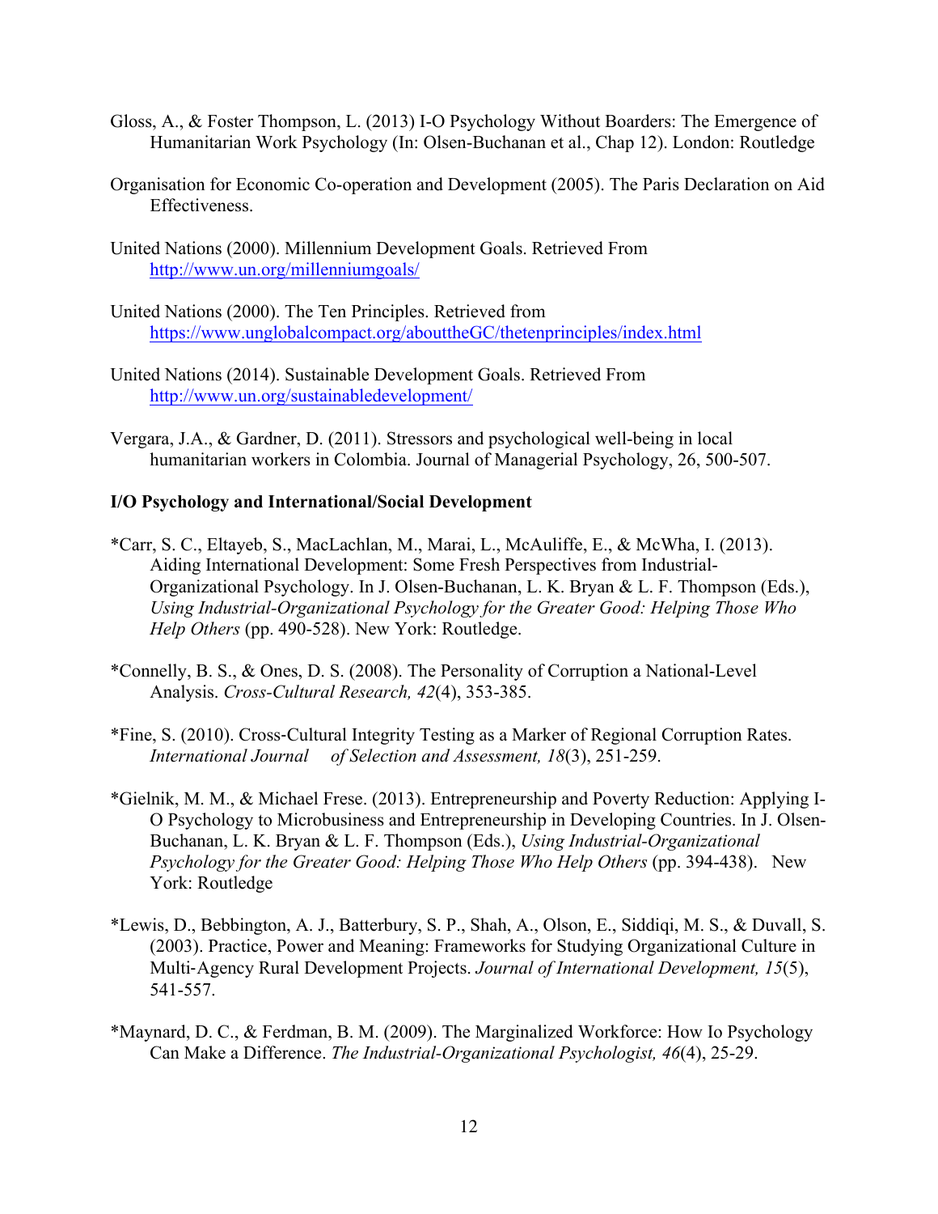Gloss, A., & Foster Thompson, L. (2013) I-O Psychology Without Boarders: The Emergence of Humanitarian Work Psychology (In: Olsen-Buchanan et al., Chap 12). London: Routledge

Organisation for Economic Co-operation and Development (2005). The Paris Declaration on Aid Effectiveness.

United Nations (2000). Millennium Development Goals. Retrieved From http://www.un.org/millenniumgoals/

United Nations (2000). The Ten Principles. Retrieved from https://www.unglobalcompact.org/abouttheGC/thetenprinciples/index.html

United Nations (2014). Sustainable Development Goals. Retrieved From http://www.un.org/sustainabledevelopment/

Vergara, J.A., & Gardner, D. (2011). Stressors and psychological well-being in local humanitarian workers in Colombia. Journal of Managerial Psychology, 26, 500-507.

**I/O Psychology and International/Social Development**

*Carr, S. C., Eltayeb, S., MacLachlan, M., Marai, L., McAuliffe, E., & McWha, I. (2013). Aiding International Development: Some Fresh Perspectives from Industrial-Organizational Psychology. In J. Olsen-Buchanan, L. K. Bryan & L. F. Thompson (Eds.), *Using Industrial-Organizational Psychology for the Greater Good: Helping Those Who Help Others* (pp. 490-528). New York: Routledge.

*Connelly, B. S., & Ones, D. S. (2008). The Personality of Corruption a National-Level Analysis. *Cross-Cultural Research, 42*(4), 353-385.

*Fine, S. (2010). Cross-Cultural Integrity Testing as a Marker of Regional Corruption Rates. *International Journal of Selection and Assessment, 18*(3), 251-259.

*Gielnik, M. M., & Michael Frese. (2013). Entrepreneurship and Poverty Reduction: Applying I-O Psychology to Microbusiness and Entrepreneurship in Developing Countries. In J. Olsen-Buchanan, L. K. Bryan & L. F. Thompson (Eds.), *Using Industrial-Organizational Psychology for the Greater Good: Helping Those Who Help Others* (pp. 394-438). New York: Routledge

*Lewis, D., Bebbington, A. J., Batterbury, S. P., Shah, A., Olson, E., Siddiqi, M. S., & Duvall, S. (2003). Practice, Power and Meaning: Frameworks for Studying Organizational Culture in Multi-Agency Rural Development Projects. *Journal of International Development, 15*(5), 541-557.

*Maynard, D. C., & Ferdman, B. M. (2009). The Marginalized Workforce: How Io Psychology Can Make a Difference. *The Industrial-Organizational Psychologist, 46*(4), 25-29.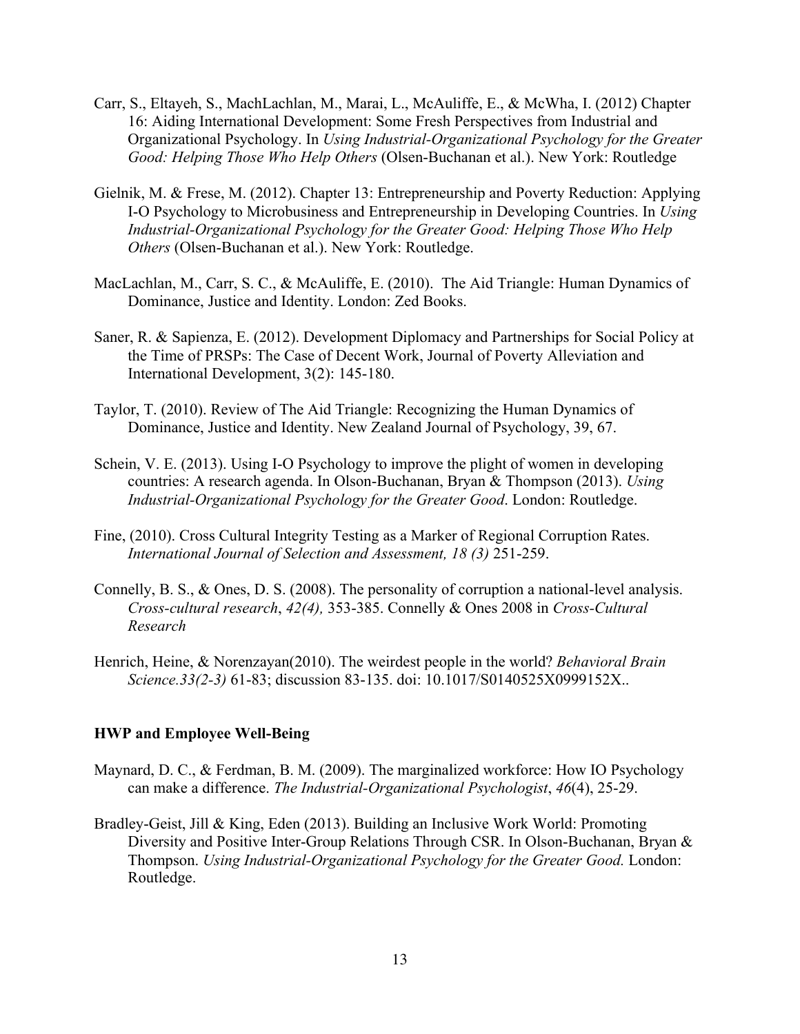Carr, S., Eltayeh, S., MachLachlan, M., Marai, L., McAuliffe, E., & McWha, I. (2012) Chapter 16: Aiding International Development: Some Fresh Perspectives from Industrial and Organizational Psychology. In *Using Industrial-Organizational Psychology for the Greater Good: Helping Those Who Help Others* (Olsen-Buchanan et al.). New York: Routledge

Gielnik, M. & Frese, M. (2012). Chapter 13: Entrepreneurship and Poverty Reduction: Applying I-O Psychology to Microbusiness and Entrepreneurship in Developing Countries. In *Using Industrial-Organizational Psychology for the Greater Good: Helping Those Who Help Others* (Olsen-Buchanan et al.). New York: Routledge.

MacLachlan, M., Carr, S. C., & McAuliffe, E. (2010). The Aid Triangle: Human Dynamics of Dominance, Justice and Identity. London: Zed Books.

Saner, R. & Sapienza, E. (2012). Development Diplomacy and Partnerships for Social Policy at the Time of PRSPs: The Case of Decent Work, Journal of Poverty Alleviation and International Development, 3(2): 145-180.

Taylor, T. (2010). Review of The Aid Triangle: Recognizing the Human Dynamics of Dominance, Justice and Identity. New Zealand Journal of Psychology, 39, 67.

Schein, V. E. (2013). Using I-O Psychology to improve the plight of women in developing countries: A research agenda. In Olson-Buchanan, Bryan & Thompson (2013). *Using Industrial-Organizational Psychology for the Greater Good*. London: Routledge.

Fine, (2010). Cross Cultural Integrity Testing as a Marker of Regional Corruption Rates. *International Journal of Selection and Assessment, 18 (3)* 251-259.

Connelly, B. S., & Ones, D. S. (2008). The personality of corruption a national-level analysis. *Cross-cultural research*, *42(4),* 353-385. Connelly & Ones 2008 in *Cross-Cultural Research*

Henrich, Heine, & Norenzayan(2010). The weirdest people in the world? *Behavioral Brain Science.33(2-3)* 61-83; discussion 83-135. doi: 10.1017/S0140525X0999152X..

**HWP and Employee Well-Being**

Maynard, D. C., & Ferdman, B. M. (2009). The marginalized workforce: How IO Psychology can make a difference. *The Industrial-Organizational Psychologist*, *46*(4), 25-29.

Bradley-Geist, Jill & King, Eden (2013). Building an Inclusive Work World: Promoting Diversity and Positive Inter-Group Relations Through CSR. In Olson-Buchanan, Bryan & Thompson. *Using Industrial-Organizational Psychology for the Greater Good.* London: Routledge.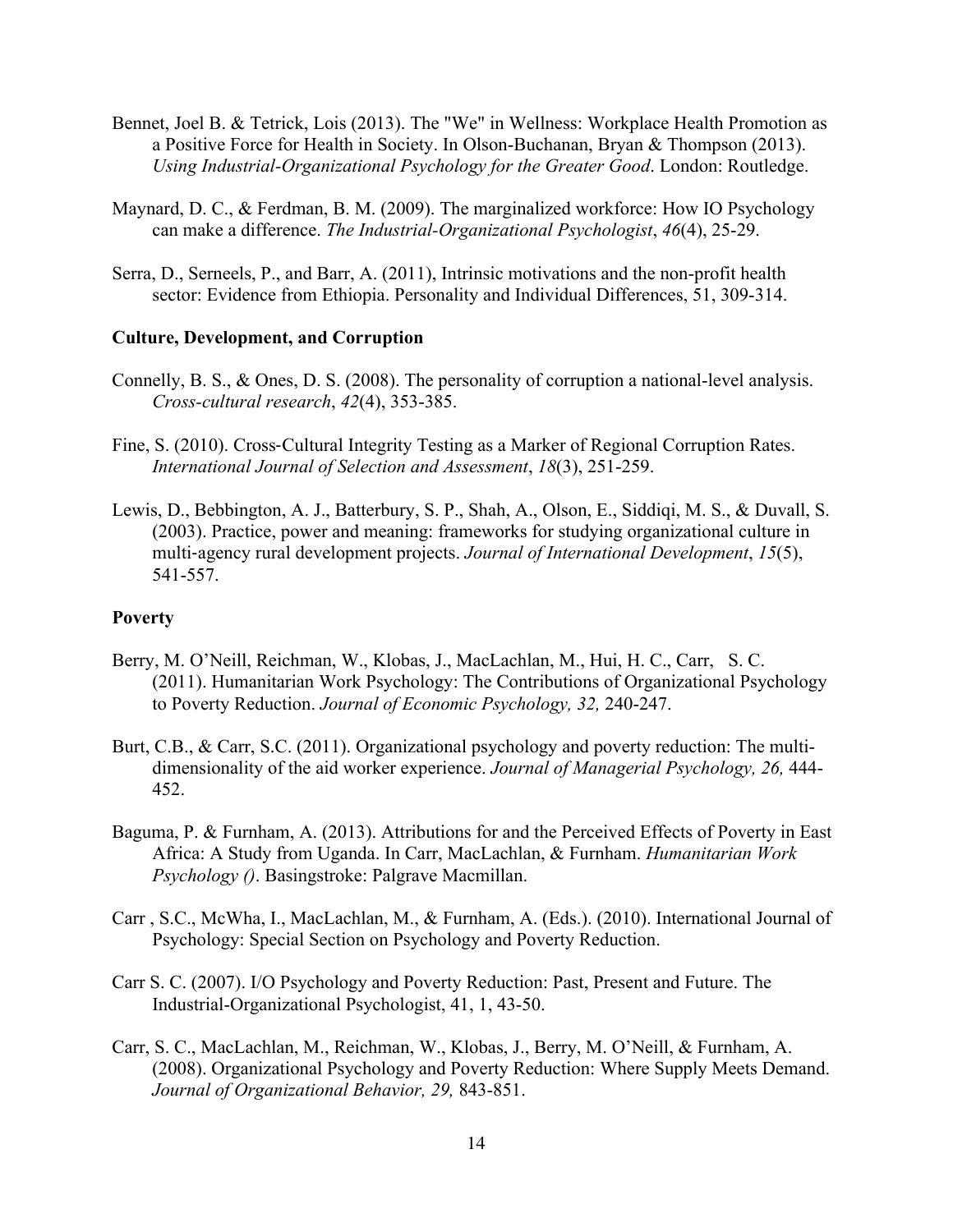Bennet, Joel B. & Tetrick, Lois (2013). The "We" in Wellness: Workplace Health Promotion as a Positive Force for Health in Society. In Olson-Buchanan, Bryan & Thompson (2013). *Using Industrial-Organizational Psychology for the Greater Good*. London: Routledge.

Maynard, D. C., & Ferdman, B. M. (2009). The marginalized workforce: How IO Psychology can make a difference. *The Industrial-Organizational Psychologist*, *46*(4), 25-29.

Serra, D., Serneels, P., and Barr, A. (2011), Intrinsic motivations and the non-profit health sector: Evidence from Ethiopia. Personality and Individual Differences, 51, 309-314.

**Culture, Development, and Corruption**

Connelly, B. S., & Ones, D. S. (2008). The personality of corruption a national-level analysis. *Cross-cultural research*, *42*(4), 353-385.

Fine, S. (2010). Cross-Cultural Integrity Testing as a Marker of Regional Corruption Rates. *International Journal of Selection and Assessment*, *18*(3), 251-259.

Lewis, D., Bebbington, A. J., Batterbury, S. P., Shah, A., Olson, E., Siddiqi, M. S., & Duvall, S. (2003). Practice, power and meaning: frameworks for studying organizational culture in multi-agency rural development projects. *Journal of International Development*, *15*(5), 541-557.

**Poverty**

Berry, M. O'Neill, Reichman, W., Klobas, J., MacLachlan, M., Hui, H. C., Carr, S. C. (2011). Humanitarian Work Psychology: The Contributions of Organizational Psychology to Poverty Reduction. *Journal of Economic Psychology, 32,* 240-247.

Burt, C.B., & Carr, S.C. (2011). Organizational psychology and poverty reduction: The multi-dimensionality of the aid worker experience. *Journal of Managerial Psychology, 26,* 444-452.

Baguma, P. & Furnham, A. (2013). Attributions for and the Perceived Effects of Poverty in East Africa: A Study from Uganda. In Carr, MacLachlan, & Furnham. *Humanitarian Work Psychology ()*. Basingstroke: Palgrave Macmillan.

Carr , S.C., McWha, I., MacLachlan, M., & Furnham, A. (Eds.). (2010). International Journal of Psychology: Special Section on Psychology and Poverty Reduction.

Carr S. C. (2007). I/O Psychology and Poverty Reduction: Past, Present and Future. The Industrial-Organizational Psychologist, 41, 1, 43-50.

Carr, S. C., MacLachlan, M., Reichman, W., Klobas, J., Berry, M. O'Neill, & Furnham, A. (2008). Organizational Psychology and Poverty Reduction: Where Supply Meets Demand. *Journal of Organizational Behavior, 29,* 843-851.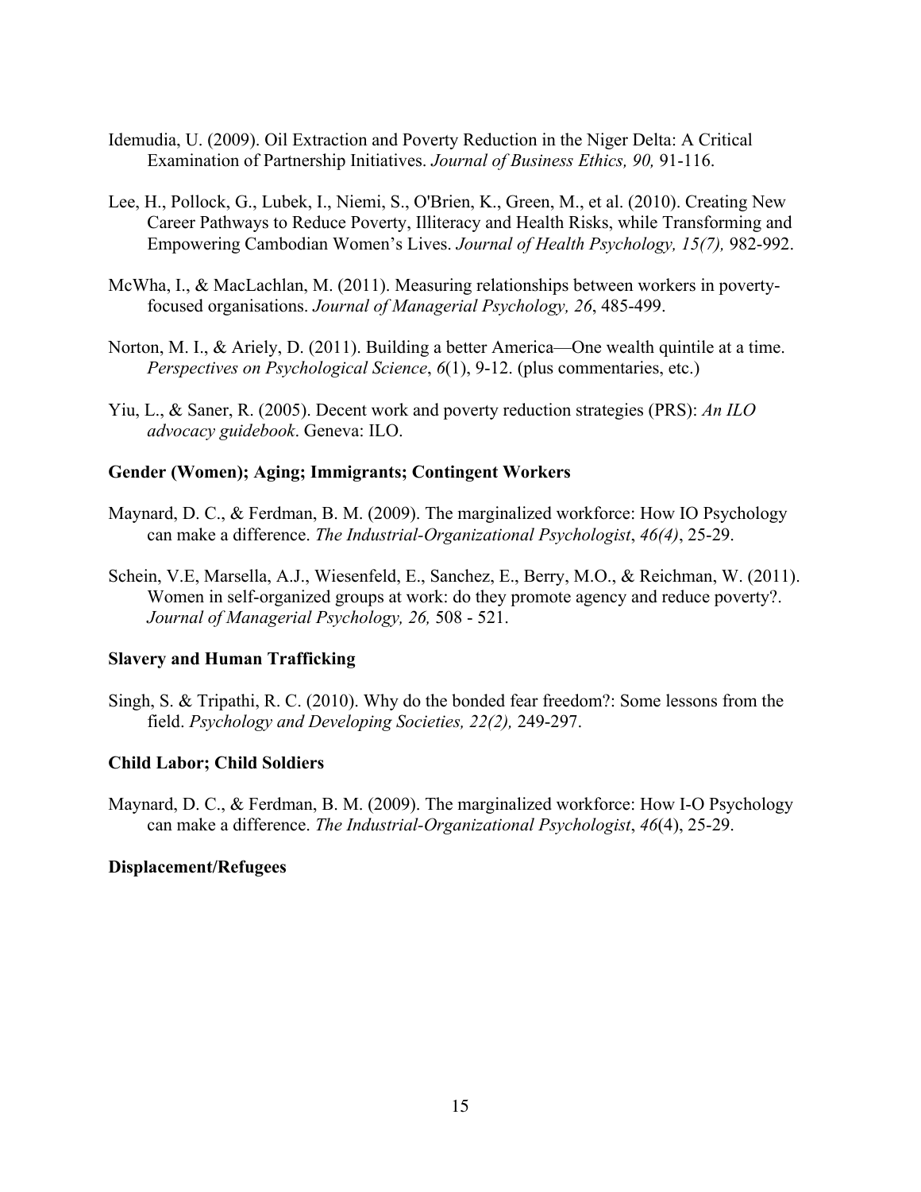Idemudia, U. (2009). Oil Extraction and Poverty Reduction in the Niger Delta: A Critical Examination of Partnership Initiatives. *Journal of Business Ethics, 90,* 91-116.

Lee, H., Pollock, G., Lubek, I., Niemi, S., O'Brien, K., Green, M., et al. (2010). Creating New Career Pathways to Reduce Poverty, Illiteracy and Health Risks, while Transforming and Empowering Cambodian Women's Lives. *Journal of Health Psychology, 15(7),* 982-992.

McWha, I., & MacLachlan, M. (2011). Measuring relationships between workers in poverty-focused organisations. *Journal of Managerial Psychology, 26*, 485-499.

Norton, M. I., & Ariely, D. (2011). Building a better America—One wealth quintile at a time. *Perspectives on Psychological Science*, *6*(1), 9-12. (plus commentaries, etc.)

Yiu, L., & Saner, R. (2005). Decent work and poverty reduction strategies (PRS): *An ILO advocacy guidebook*. Geneva: ILO.

**Gender (Women); Aging; Immigrants; Contingent Workers**

Maynard, D. C., & Ferdman, B. M. (2009). The marginalized workforce: How IO Psychology can make a difference. *The Industrial-Organizational Psychologist*, *46(4)*, 25-29.

Schein, V.E, Marsella, A.J., Wiesenfeld, E., Sanchez, E., Berry, M.O., & Reichman, W. (2011). Women in self-organized groups at work: do they promote agency and reduce poverty?. *Journal of Managerial Psychology, 26,* 508 - 521.

**Slavery and Human Trafficking**

Singh, S. & Tripathi, R. C. (2010). Why do the bonded fear freedom?: Some lessons from the field. *Psychology and Developing Societies, 22(2),* 249-297.

**Child Labor; Child Soldiers**

Maynard, D. C., & Ferdman, B. M. (2009). The marginalized workforce: How I-O Psychology can make a difference. *The Industrial-Organizational Psychologist*, *46*(4), 25-29.

**Displacement/Refugees**